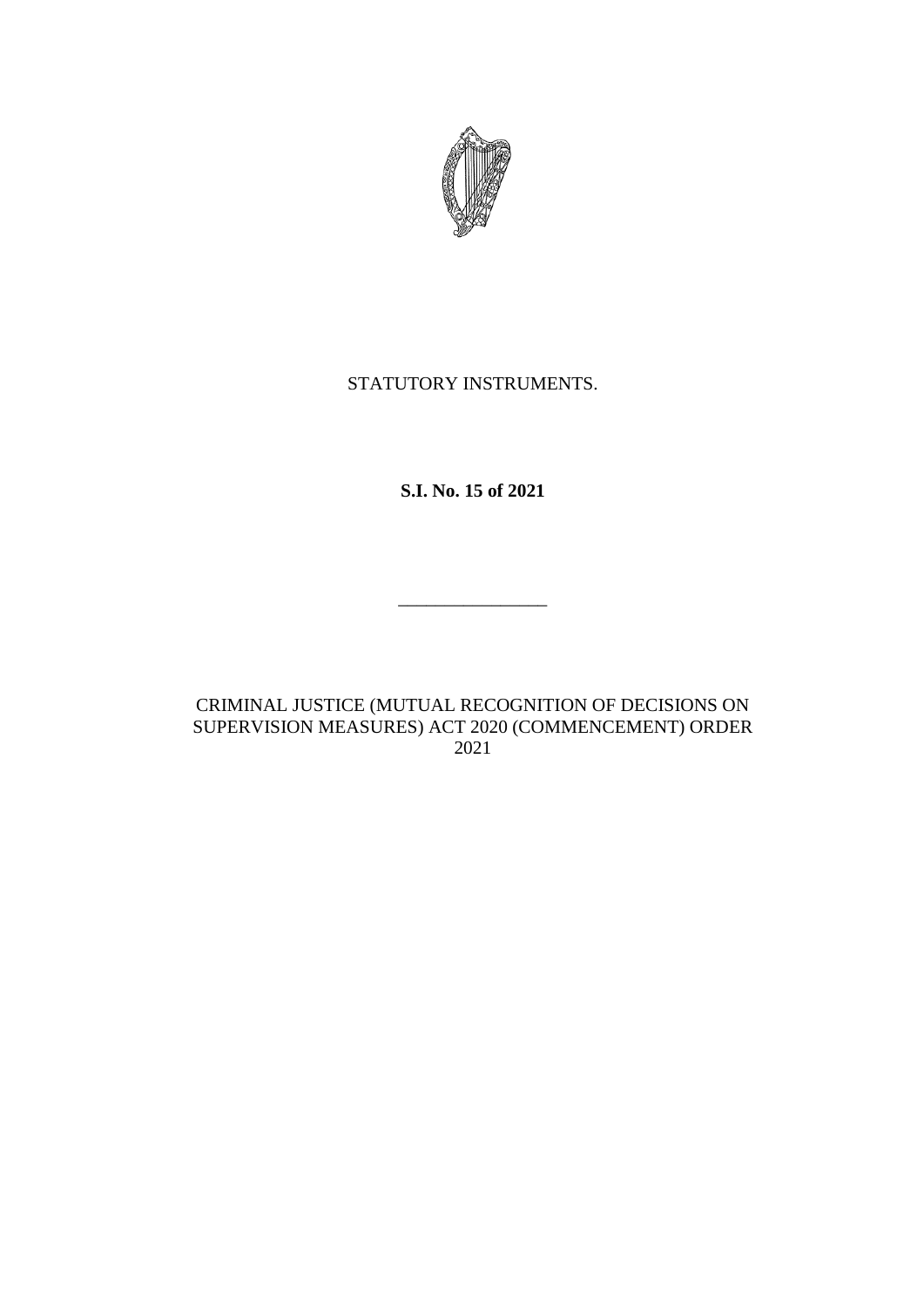STATUTORY INSTRUMENTS.

**S.I. No. 15 of 2021**

________________

CRIMINAL JUSTICE (MUTUAL RECOGNITION OF DECISIONS ON SUPERVISION MEASURES) ACT 2020 (COMMENCEMENT) ORDER 2021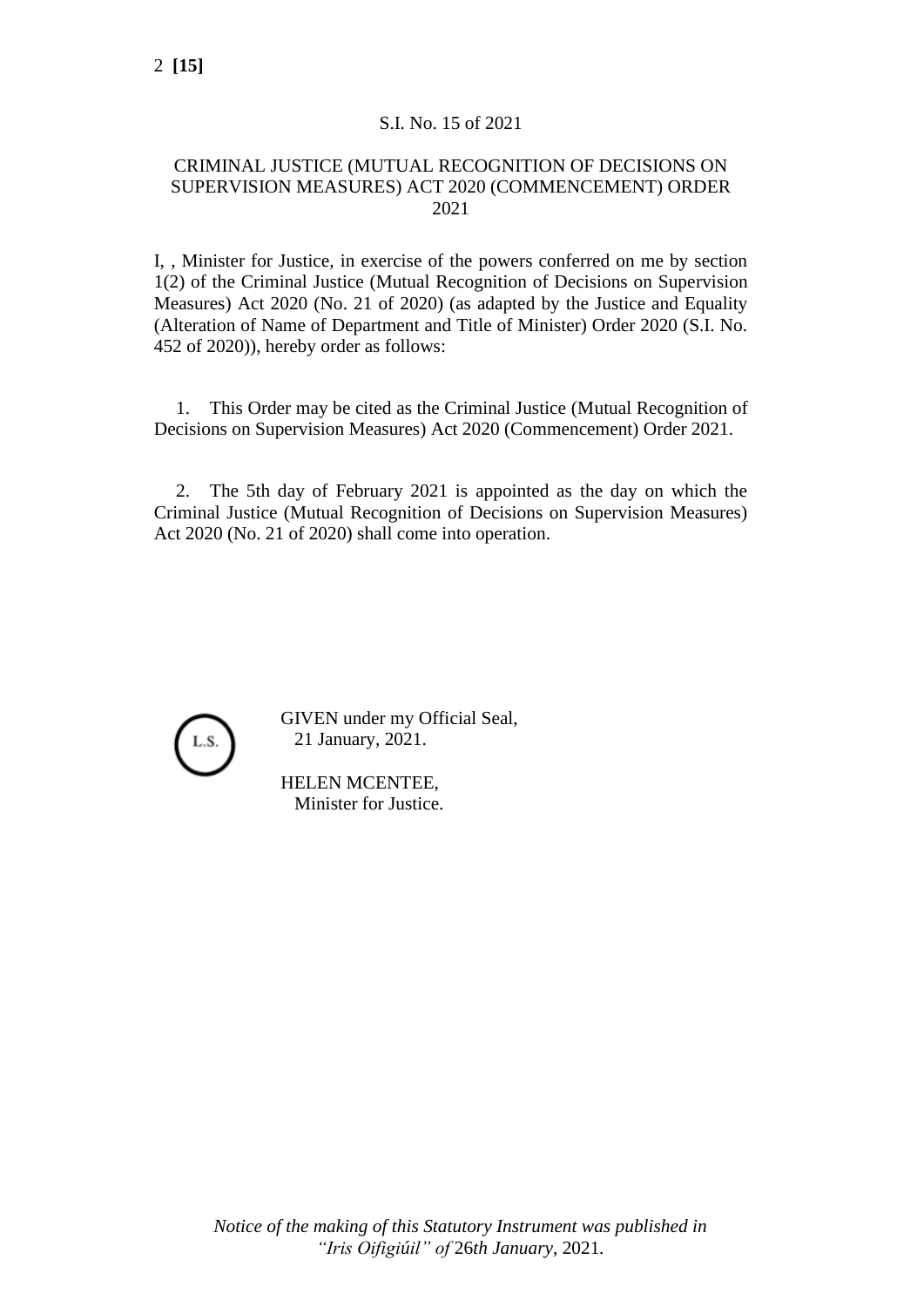S.I. No. 15 of 2021

CRIMINAL JUSTICE (MUTUAL RECOGNITION OF DECISIONS ON SUPERVISION MEASURES) ACT 2020 (COMMENCEMENT) ORDER 2021

I, , Minister for Justice, in exercise of the powers conferred on me by section 1(2) of the Criminal Justice (Mutual Recognition of Decisions on Supervision Measures) Act 2020 (No. 21 of 2020) (as adapted by the Justice and Equality (Alteration of Name of Department and Title of Minister) Order 2020 (S.I. No. 452 of 2020)), hereby order as follows:

1. This Order may be cited as the Criminal Justice (Mutual Recognition of Decisions on Supervision Measures) Act 2020 (Commencement) Order 2021.

2. The 5th day of February 2021 is appointed as the day on which the Criminal Justice (Mutual Recognition of Decisions on Supervision Measures) Act 2020 (No. 21 of 2020) shall come into operation.

L.S.

GIVEN under my Official Seal,
21 January, 2021.

HELEN MCENTEE,
Minister for Justice.

*Notice of the making of this Statutory Instrument was published in "Iris Oifigiúil" of* 26*th January*, 2021.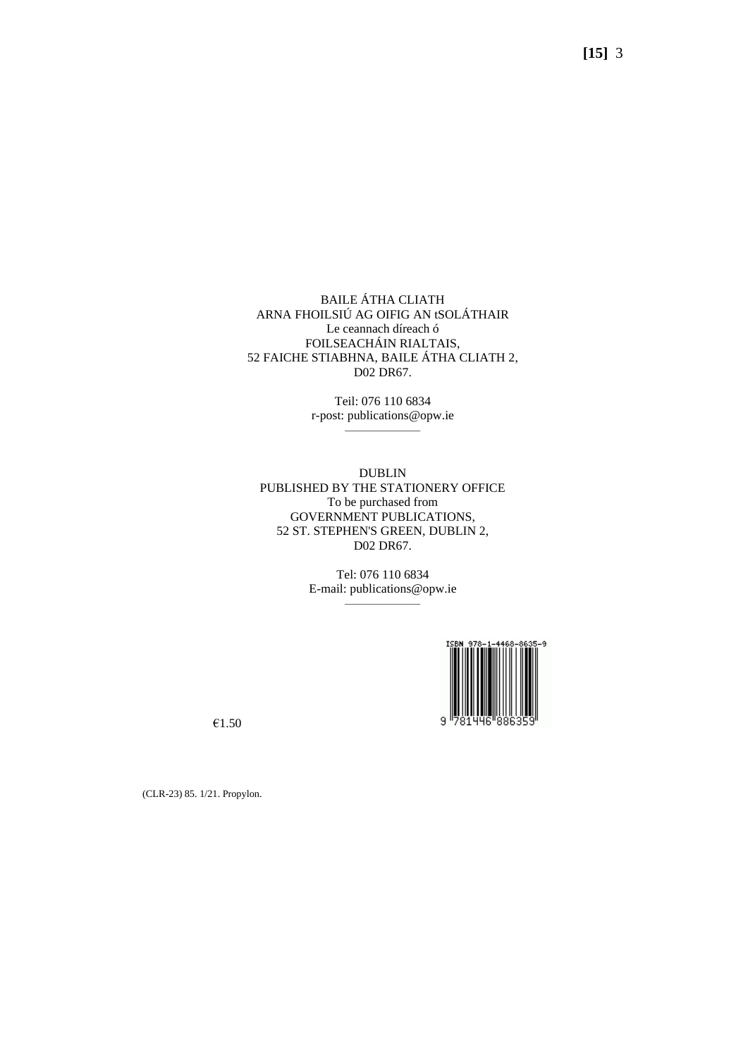BAILE ÁTHA CLIATH
ARNA FHOILSIÚ AG OIFIG AN tSOLÁTHAIR
Le ceannach díreach ó
FOILSEACHÁIN RIALTAIS,
52 FAICHE STIABHNA, BAILE ÁTHA CLIATH 2,
D02 DR67.

Teil: 076 110 6834
r-post: publications@opw.ie

---

DUBLIN
PUBLISHED BY THE STATIONERY OFFICE
To be purchased from
GOVERNMENT PUBLICATIONS,
52 ST. STEPHEN'S GREEN, DUBLIN 2,
D02 DR67.

Tel: 076 110 6834
E-mail: publications@opw.ie

---

ISBN 978-1-4468-8635-9

9 781446 886359

€1.50

(CLR-23) 85. 1/21. Propylon.